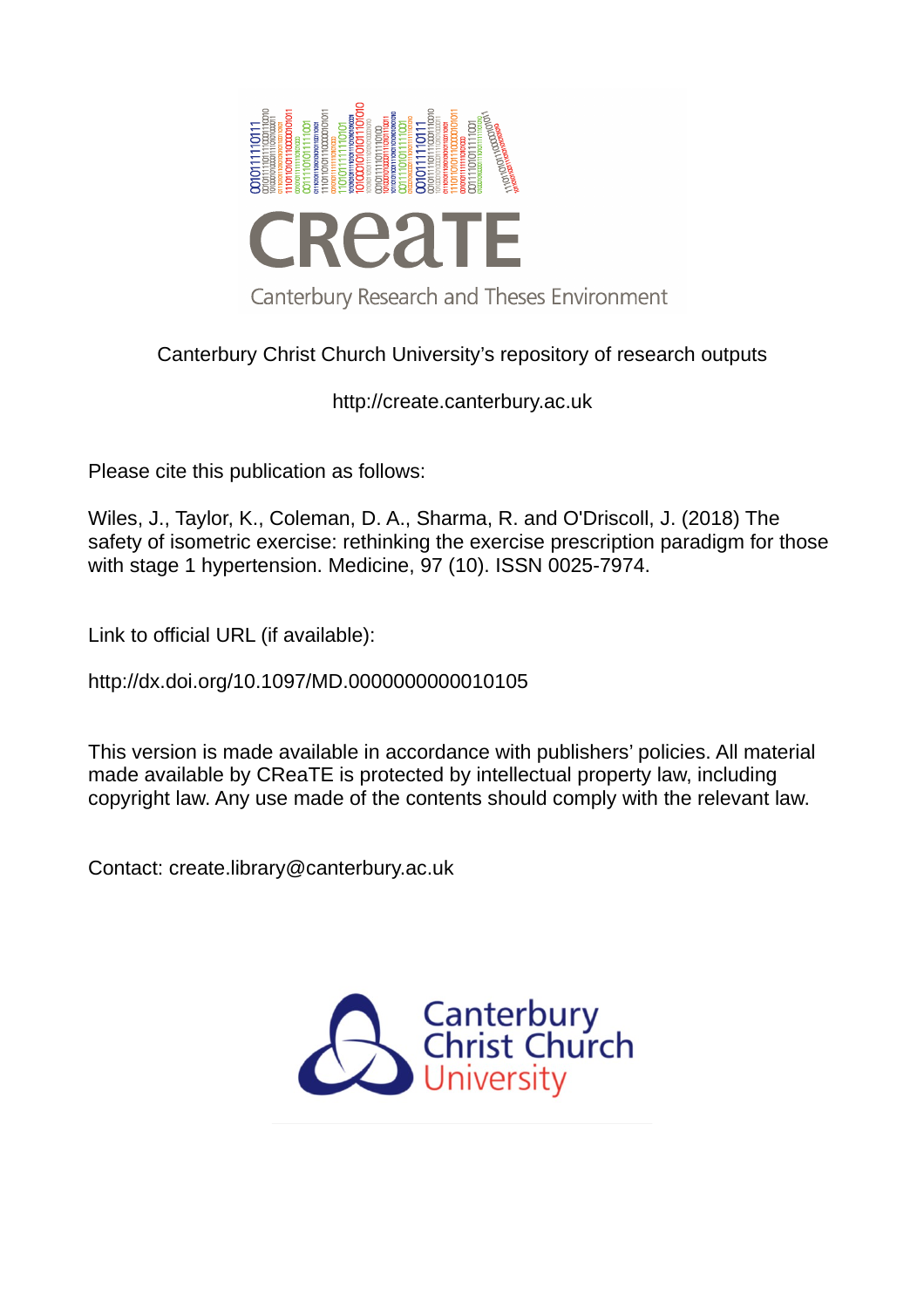CReaTE

Canterbury Research and Theses Environment

Canterbury Christ Church University's repository of research outputs

http://create.canterbury.ac.uk

Please cite this publication as follows:

Wiles, J., Taylor, K., Coleman, D. A., Sharma, R. and O'Driscoll, J. (2018) The safety of isometric exercise: rethinking the exercise prescription paradigm for those with stage 1 hypertension. Medicine, 97 (10). ISSN 0025-7974.

Link to official URL (if available):

http://dx.doi.org/10.1097/MD.0000000000010105

This version is made available in accordance with publishers' policies. All material made available by CReaTE is protected by intellectual property law, including copyright law. Any use made of the contents should comply with the relevant law.

Contact: create.library@canterbury.ac.uk

Canterbury Christ Church University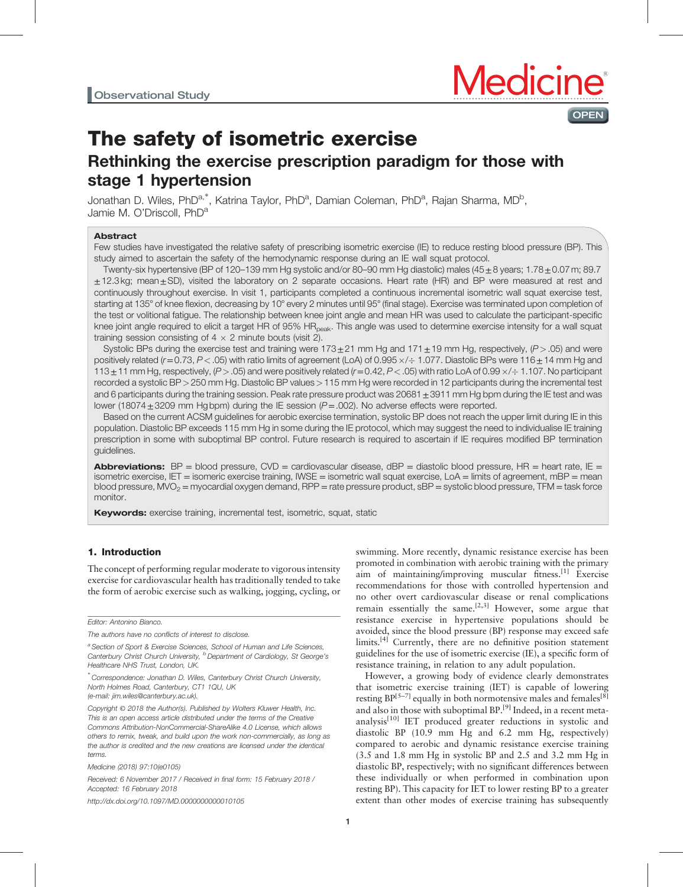Observational Study

# The safety of isometric exercise

## Rethinking the exercise prescription paradigm for those with stage 1 hypertension

Jonathan D. Wiles, PhD[a,*], Katrina Taylor, PhD[a], Damian Coleman, PhD[a], Rajan Sharma, MD[b], Jamie M. O'Driscoll, PhD[a]

### Abstract

Few studies have investigated the relative safety of prescribing isometric exercise (IE) to reduce resting blood pressure (BP). This study aimed to ascertain the safety of the hemodynamic response during an IE wall squat protocol.

Twenty-six hypertensive (BP of 120–139 mm Hg systolic and/or 80–90 mm Hg diastolic) males (45 ± 8 years; 1.78 ± 0.07 m; 89.7 ± 12.3 kg; mean ± SD), visited the laboratory on 2 separate occasions. Heart rate (HR) and BP were measured at rest and continuously throughout exercise. In visit 1, participants completed a continuous incremental isometric wall squat exercise test, starting at 135° of knee flexion, decreasing by 10° every 2 minutes until 95° (final stage). Exercise was terminated upon completion of the test or volitional fatigue. The relationship between knee joint angle and mean HR was used to calculate the participant-specific knee joint angle required to elicit a target HR of 95% $HR_{peak}$. This angle was used to determine exercise intensity for a wall squat training session consisting of 4 × 2 minute bouts (visit 2).

Systolic BPs during the exercise test and training were 173 ± 21 mm Hg and 171 ± 19 mm Hg, respectively, ($P > .05$) and were positively related ($r = 0.73$, $P < .05$) with ratio limits of agreement (LoA) of 0.995 ×/÷ 1.077. Diastolic BPs were 116 ± 14 mm Hg and 113 ± 11 mm Hg, respectively, ($P > .05$) and were positively related ($r = 0.42$, $P < .05$) with ratio LoA of 0.99 ×/÷ 1.107. No participant recorded a systolic BP > 250 mm Hg. Diastolic BP values > 115 mm Hg were recorded in 12 participants during the incremental test and 6 participants during the training session. Peak rate pressure product was 20681 ± 3911 mm Hg bpm during the IE test and was lower (18074 ± 3209 mm Hg bpm) during the IE session ($P = .002$). No adverse effects were reported.

Based on the current ACSM guidelines for aerobic exercise termination, systolic BP does not reach the upper limit during IE in this population. Diastolic BP exceeds 115 mm Hg in some during the IE protocol, which may suggest the need to individualise IE training prescription in some with suboptimal BP control. Future research is required to ascertain if IE requires modified BP termination guidelines.

**Abbreviations:** BP = blood pressure, CVD = cardiovascular disease, dBP = diastolic blood pressure, HR = heart rate, IE = isometric exercise, IET = isomeric exercise training, IWSE = isometric wall squat exercise, LoA = limits of agreement, mBP = mean blood pressure, $MVO_2$ = myocardial oxygen demand, RPP = rate pressure product, sBP = systolic blood pressure, TFM = task force monitor.

**Keywords:** exercise training, incremental test, isometric, squat, static

## 1. Introduction

The concept of performing regular moderate to vigorous intensity exercise for cardiovascular health has traditionally tended to take the form of aerobic exercise such as walking, jogging, cycling, or swimming. More recently, dynamic resistance exercise has been promoted in combination with aerobic training with the primary aim of maintaining/improving muscular fitness.[1] Exercise recommendations for those with controlled hypertension and no other overt cardiovascular disease or renal complications remain essentially the same.[2,3] However, some argue that resistance exercise in hypertensive populations should be avoided, since the blood pressure (BP) response may exceed safe limits.[4] Currently, there are no definitive position statement guidelines for the use of isometric exercise (IE), a specific form of resistance training, in relation to any adult population.

However, a growing body of evidence clearly demonstrates that isometric exercise training (IET) is capable of lowering resting BP[5–7] equally in both normotensive males and females[8] and also in those with suboptimal BP.[9] Indeed, in a recent meta-analysis[10] IET produced greater reductions in systolic and diastolic BP (10.9 mm Hg and 6.2 mm Hg, respectively) compared to aerobic and dynamic resistance exercise training (3.5 and 1.8 mm Hg in systolic BP and 2.5 and 3.2 mm Hg in diastolic BP, respectively; with no significant differences between these individually or when performed in combination upon resting BP). This capacity for IET to lower resting BP to a greater extent than other modes of exercise training has subsequently

Editor: Antonino Bianco.

The authors have no conflicts of interest to disclose.

[a] Section of Sport & Exercise Sciences, School of Human and Life Sciences, Canterbury Christ Church University, [b] Department of Cardiology, St George's Healthcare NHS Trust, London, UK.

[*] Correspondence: Jonathan D. Wiles, Canterbury Christ Church University, North Holmes Road, Canterbury, CT1 1QU, UK (e-mail: jim.wiles@canterbury.ac.uk).

Copyright © 2018 the Author(s). Published by Wolters Kluwer Health, Inc. This is an open access article distributed under the terms of the Creative Commons Attribution-NonCommercial-ShareAlike 4.0 License, which allows others to remix, tweak, and build upon the work non-commercially, as long as the author is credited and the new creations are licensed under the identical terms.

Medicine (2018) 97:10(e0105)

Received: 6 November 2017 / Received in final form: 15 February 2018 / Accepted: 16 February 2018

http://dx.doi.org/10.1097/MD.0000000000010105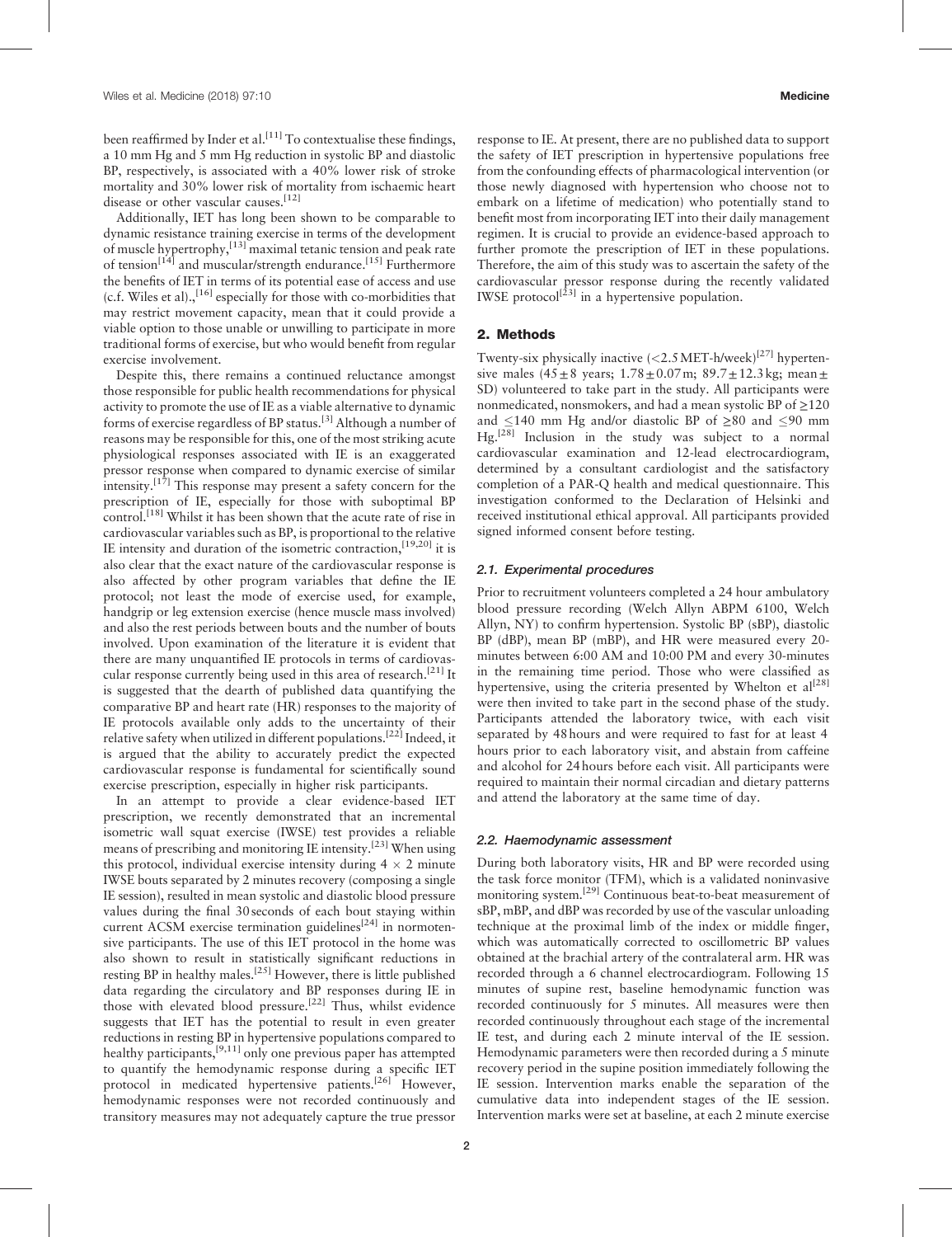been reaffirmed by Inder et al.[11] To contextualise these findings, a 10 mm Hg and 5 mm Hg reduction in systolic BP and diastolic BP, respectively, is associated with a 40% lower risk of stroke mortality and 30% lower risk of mortality from ischaemic heart disease or other vascular causes.[12]

Additionally, IET has long been shown to be comparable to dynamic resistance training exercise in terms of the development of muscle hypertrophy,[13] maximal tetanic tension and peak rate of tension[14] and muscular/strength endurance.[15] Furthermore the benefits of IET in terms of its potential ease of access and use (c.f. Wiles et al).,[16] especially for those with co-morbidities that may restrict movement capacity, mean that it could provide a viable option to those unable or unwilling to participate in more traditional forms of exercise, but who would benefit from regular exercise involvement.

Despite this, there remains a continued reluctance amongst those responsible for public health recommendations for physical activity to promote the use of IE as a viable alternative to dynamic forms of exercise regardless of BP status.[3] Although a number of reasons may be responsible for this, one of the most striking acute physiological responses associated with IE is an exaggerated pressor response when compared to dynamic exercise of similar intensity.[17] This response may present a safety concern for the prescription of IE, especially for those with suboptimal BP control.[18] Whilst it has been shown that the acute rate of rise in cardiovascular variables such as BP, is proportional to the relative IE intensity and duration of the isometric contraction,[19,20] it is also clear that the exact nature of the cardiovascular response is also affected by other program variables that define the IE protocol; not least the mode of exercise used, for example, handgrip or leg extension exercise (hence muscle mass involved) and also the rest periods between bouts and the number of bouts involved. Upon examination of the literature it is evident that there are many unquantified IE protocols in terms of cardiovascular response currently being used in this area of research.[21] It is suggested that the dearth of published data quantifying the comparative BP and heart rate (HR) responses to the majority of IE protocols available only adds to the uncertainty of their relative safety when utilized in different populations.[22] Indeed, it is argued that the ability to accurately predict the expected cardiovascular response is fundamental for scientifically sound exercise prescription, especially in higher risk participants.

In an attempt to provide a clear evidence-based IET prescription, we recently demonstrated that an incremental isometric wall squat exercise (IWSE) test provides a reliable means of prescribing and monitoring IE intensity.[23] When using this protocol, individual exercise intensity during $4 \times 2$ minute IWSE bouts separated by 2 minutes recovery (composing a single IE session), resulted in mean systolic and diastolic blood pressure values during the final 30 seconds of each bout staying within current ACSM exercise termination guidelines[24] in normotensive participants. The use of this IET protocol in the home was also shown to result in statistically significant reductions in resting BP in healthy males.[25] However, there is little published data regarding the circulatory and BP responses during IE in those with elevated blood pressure.[22] Thus, whilst evidence suggests that IET has the potential to result in even greater reductions in resting BP in hypertensive populations compared to healthy participants,[9,11] only one previous paper has attempted to quantify the hemodynamic response during a specific IET protocol in medicated hypertensive patients.[26] However, hemodynamic responses were not recorded continuously and transitory measures may not adequately capture the true pressor response to IE. At present, there are no published data to support the safety of IET prescription in hypertensive populations free from the confounding effects of pharmacological intervention (or those newly diagnosed with hypertension who choose not to embark on a lifetime of medication) who potentially stand to benefit most from incorporating IET into their daily management regimen. It is crucial to provide an evidence-based approach to further promote the prescription of IET in these populations. Therefore, the aim of this study was to ascertain the safety of the cardiovascular pressor response during the recently validated IWSE protocol[23] in a hypertensive population.

## 2. Methods

Twenty-six physically inactive (<2.5 MET-h/week)[27] hypertensive males ($45 \pm 8$ years; $1.78 \pm 0.07$ m; $89.7 \pm 12.3$ kg; mean $\pm$ SD) volunteered to take part in the study. All participants were nonmedicated, nonsmokers, and had a mean systolic BP of $\geq$120 and $\leq$140 mm Hg and/or diastolic BP of $\geq$80 and $\leq$90 mm Hg.[28] Inclusion in the study was subject to a normal cardiovascular examination and 12-lead electrocardiogram, determined by a consultant cardiologist and the satisfactory completion of a PAR-Q health and medical questionnaire. This investigation conformed to the Declaration of Helsinki and received institutional ethical approval. All participants provided signed informed consent before testing.

### 2.1. Experimental procedures

Prior to recruitment volunteers completed a 24 hour ambulatory blood pressure recording (Welch Allyn ABPM 6100, Welch Allyn, NY) to confirm hypertension. Systolic BP (sBP), diastolic BP (dBP), mean BP (mBP), and HR were measured every 20-minutes between 6:00 AM and 10:00 PM and every 30-minutes in the remaining time period. Those who were classified as hypertensive, using the criteria presented by Whelton et al[28] were then invited to take part in the second phase of the study. Participants attended the laboratory twice, with each visit separated by 48 hours and were required to fast for at least 4 hours prior to each laboratory visit, and abstain from caffeine and alcohol for 24 hours before each visit. All participants were required to maintain their normal circadian and dietary patterns and attend the laboratory at the same time of day.

### 2.2. Haemodynamic assessment

During both laboratory visits, HR and BP were recorded using the task force monitor (TFM), which is a validated noninvasive monitoring system.[29] Continuous beat-to-beat measurement of sBP, mBP, and dBP was recorded by use of the vascular unloading technique at the proximal limb of the index or middle finger, which was automatically corrected to oscillometric BP values obtained at the brachial artery of the contralateral arm. HR was recorded through a 6 channel electrocardiogram. Following 15 minutes of supine rest, baseline hemodynamic function was recorded continuously for 5 minutes. All measures were then recorded continuously throughout each stage of the incremental IE test, and during each 2 minute interval of the IE session. Hemodynamic parameters were then recorded during a 5 minute recovery period in the supine position immediately following the IE session. Intervention marks enable the separation of the cumulative data into independent stages of the IE session. Intervention marks were set at baseline, at each 2 minute exercise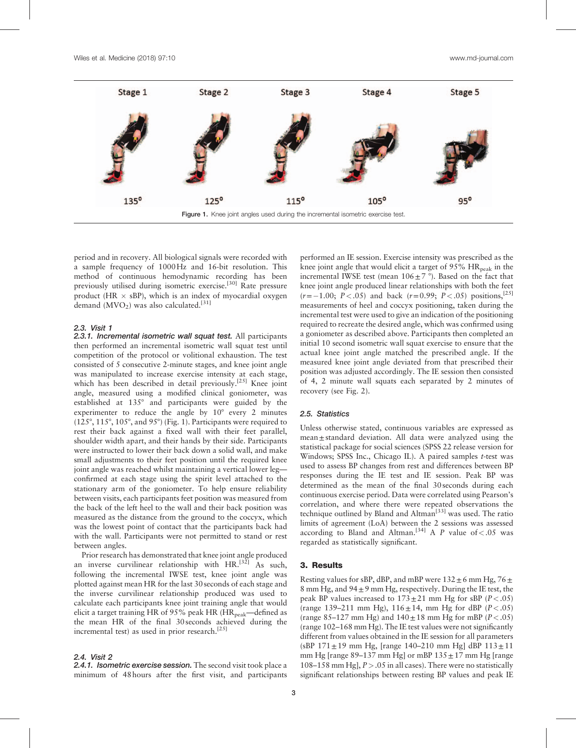Stage 1 Stage 2 Stage 3 Stage 4 Stage 5

135° 125° 115° 105° 95°

Figure 1. Knee joint angles used during the incremental isometric exercise test.

period and in recovery. All biological signals were recorded with a sample frequency of 1000 Hz and 16-bit resolution. This method of continuous hemodynamic recording has been previously utilised during isometric exercise.[30] Rate pressure product (HR × sBP), which is an index of myocardial oxygen demand ($MVO_2$) was also calculated.[31]

### 2.3. Visit 1

**2.3.1. *Incremental isometric wall squat test.*** All participants then performed an incremental isometric wall squat test until competition of the protocol or volitional exhaustion. The test consisted of 5 consecutive 2-minute stages, and knee joint angle was manipulated to increase exercise intensity at each stage, which has been described in detail previously.[25] Knee joint angle, measured using a modified clinical goniometer, was established at 135° and participants were guided by the experimenter to reduce the angle by 10° every 2 minutes (125°, 115°, 105°, and 95°) (Fig. 1). Participants were required to rest their back against a fixed wall with their feet parallel, shoulder width apart, and their hands by their side. Participants were instructed to lower their back down a solid wall, and make small adjustments to their feet position until the required knee joint angle was reached whilst maintaining a vertical lower leg—confirmed at each stage using the spirit level attached to the stationary arm of the goniometer. To help ensure reliability between visits, each participants feet position was measured from the back of the left heel to the wall and their back position was measured as the distance from the ground to the coccyx, which was the lowest point of contact that the participants back had with the wall. Participants were not permitted to stand or rest between angles.

Prior research has demonstrated that knee joint angle produced an inverse curvilinear relationship with HR.[32] As such, following the incremental IWSE test, knee joint angle was plotted against mean HR for the last 30 seconds of each stage and the inverse curvilinear relationship produced was used to calculate each participants knee joint training angle that would elicit a target training HR of 95% peak HR ($HR_{peak}$—defined as the mean HR of the final 30 seconds achieved during the incremental test) as used in prior research.[25]

### 2.4. Visit 2

**2.4.1. *Isometric exercise session.*** The second visit took place a minimum of 48 hours after the first visit, and participants performed an IE session. Exercise intensity was prescribed as the knee joint angle that would elicit a target of 95% $HR_{peak}$ in the incremental IWSE test (mean 106 ± 7 °). Based on the fact that knee joint angle produced linear relationships with both the feet ($r = -1.00$; $P < .05$) and back ($r = 0.99$; $P < .05$) positions,[25] measurements of heel and coccyx positioning, taken during the incremental test were used to give an indication of the positioning required to recreate the desired angle, which was confirmed using a goniometer as described above. Participants then completed an initial 10 second isometric wall squat exercise to ensure that the actual knee joint angle matched the prescribed angle. If the measured knee joint angle deviated from that prescribed their position was adjusted accordingly. The IE session then consisted of 4, 2 minute wall squats each separated by 2 minutes of recovery (see Fig. 2).

### 2.5. Statistics

Unless otherwise stated, continuous variables are expressed as mean ± standard deviation. All data were analyzed using the statistical package for social sciences (SPSS 22 release version for Windows; SPSS Inc., Chicago IL). A paired samples *t*-test was used to assess BP changes from rest and differences between BP responses during the IE test and IE session. Peak BP was determined as the mean of the final 30 seconds during each continuous exercise period. Data were correlated using Pearson's correlation, and where there were repeated observations the technique outlined by Bland and Altman[33] was used. The ratio limits of agreement (LoA) between the 2 sessions was assessed according to Bland and Altman.[34] A *P* value of < .05 was regarded as statistically significant.

## 3. Results

Resting values for sBP, dBP, and mBP were 132 ± 6 mm Hg, 76 ± 8 mm Hg, and 94 ± 9 mm Hg, respectively. During the IE test, the peak BP values increased to 173 ± 21 mm Hg for sBP ($P < .05$) (range 139–211 mm Hg), 116 ± 14, mm Hg for dBP ($P < .05$) (range 85–127 mm Hg) and 140 ± 18 mm Hg for mBP ($P < .05$) (range 102–168 mm Hg). The IE test values were not significantly different from values obtained in the IE session for all parameters (sBP 171 ± 19 mm Hg, [range 140–210 mm Hg] dBP 113 ± 11 mm Hg [range 89–137 mm Hg] or mBP 135 ± 17 mm Hg [range 108–158 mm Hg], $P > .05$ in all cases). There were no statistically significant relationships between resting BP values and peak IE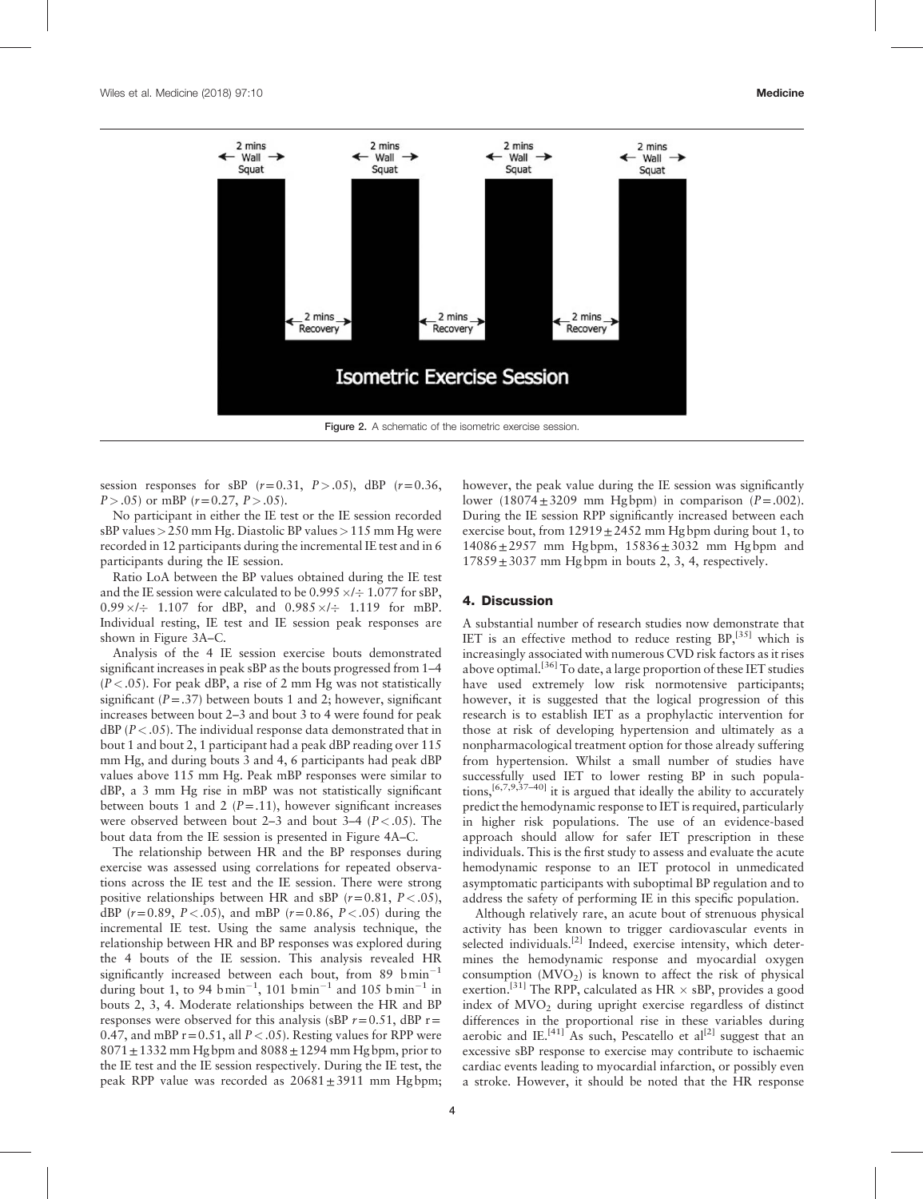Figure 2. A schematic of the isometric exercise session.

session responses for sBP ($r=0.31$, $P>.05$), dBP ($r=0.36$, $P>.05$) or mBP ($r=0.27$, $P>.05$).

No participant in either the IE test or the IE session recorded sBP values > 250 mm Hg. Diastolic BP values > 115 mm Hg were recorded in 12 participants during the incremental IE test and in 6 participants during the IE session.

Ratio LoA between the BP values obtained during the IE test and the IE session were calculated to be 0.995 ×/÷ 1.077 for sBP, 0.99 ×/÷ 1.107 for dBP, and 0.985 ×/÷ 1.119 for mBP. Individual resting, IE test and IE session peak responses are shown in Figure 3A–C.

Analysis of the 4 IE session exercise bouts demonstrated significant increases in peak sBP as the bouts progressed from 1–4 ($P<.05$). For peak dBP, a rise of 2 mm Hg was not statistically significant ($P=.37$) between bouts 1 and 2; however, significant increases between bout 2–3 and bout 3 to 4 were found for peak dBP ($P<.05$). The individual response data demonstrated that in bout 1 and bout 2, 1 participant had a peak dBP reading over 115 mm Hg, and during bouts 3 and 4, 6 participants had peak dBP values above 115 mm Hg. Peak mBP responses were similar to dBP, a 3 mm Hg rise in mBP was not statistically significant between bouts 1 and 2 ($P=.11$), however significant increases were observed between bout 2–3 and bout 3–4 ($P<.05$). The bout data from the IE session is presented in Figure 4A–C.

The relationship between HR and the BP responses during exercise was assessed using correlations for repeated observations across the IE test and the IE session. There were strong positive relationships between HR and sBP ($r=0.81$, $P<.05$), dBP ($r=0.89$, $P<.05$), and mBP ($r=0.86$, $P<.05$) during the incremental IE test. Using the same analysis technique, the relationship between HR and BP responses was explored during the 4 bouts of the IE session. This analysis revealed HR significantly increased between each bout, from 89 $\text{b min}^{-1}$ during bout 1, to 94 $\text{b min}^{-1}$, 101 $\text{b min}^{-1}$ and 105 $\text{b min}^{-1}$ in bouts 2, 3, 4. Moderate relationships between the HR and BP responses were observed for this analysis (sBP $r=0.51$, dBP $r=0.47$, and mBP $r=0.51$, all $P<.05$). Resting values for RPP were 8071 ± 1332 mm Hg bpm and 8088 ± 1294 mm Hg bpm, prior to the IE test and the IE session respectively. During the IE test, the peak RPP value was recorded as 20681 ± 3911 mm Hg bpm; however, the peak value during the IE session was significantly lower (18074 ± 3209 mm Hg bpm) in comparison ($P=.002$). During the IE session RPP significantly increased between each exercise bout, from 12919 ± 2452 mm Hg bpm during bout 1, to 14086 ± 2957 mm Hg bpm, 15836 ± 3032 mm Hg bpm and 17859 ± 3037 mm Hg bpm in bouts 2, 3, 4, respectively.

## 4. Discussion

A substantial number of research studies now demonstrate that IET is an effective method to reduce resting BP,[35] which is increasingly associated with numerous CVD risk factors as it rises above optimal.[36] To date, a large proportion of these IET studies have used extremely low risk normotensive participants; however, it is suggested that the logical progression of this research is to establish IET as a prophylactic intervention for those at risk of developing hypertension and ultimately as a nonpharmacological treatment option for those already suffering from hypertension. Whilst a small number of studies have successfully used IET to lower resting BP in such populations,[6,7,9,37–40] it is argued that ideally the ability to accurately predict the hemodynamic response to IET is required, particularly in higher risk populations. The use of an evidence-based approach should allow for safer IET prescription in these individuals. This is the first study to assess and evaluate the acute hemodynamic response to an IET protocol in unmedicated asymptomatic participants with suboptimal BP regulation and to address the safety of performing IE in this specific population.

Although relatively rare, an acute bout of strenuous physical activity has been known to trigger cardiovascular events in selected individuals.[2] Indeed, exercise intensity, which determines the hemodynamic response and myocardial oxygen consumption ($MVO_2$) is known to affect the risk of physical exertion.[31] The RPP, calculated as HR × sBP, provides a good index of $MVO_2$ during upright exercise regardless of distinct differences in the proportional rise in these variables during aerobic and IE.[41] As such, Pescatello et al[2] suggest that an excessive sBP response to exercise may contribute to ischaemic cardiac events leading to myocardial infarction, or possibly even a stroke. However, it should be noted that the HR response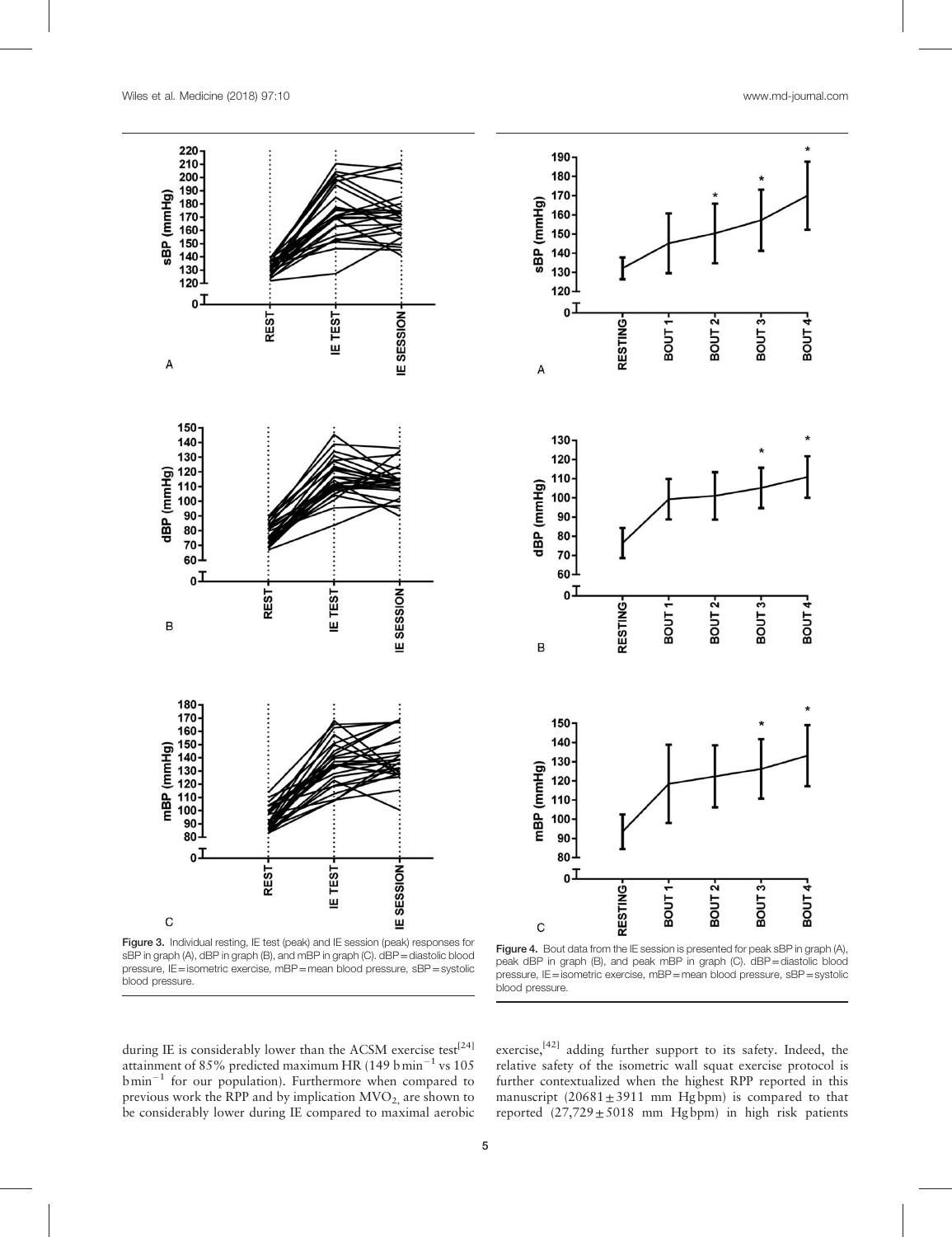Figure 3. Individual resting, IE test (peak) and IE session (peak) responses for sBP in graph (A), dBP in graph (B), and mBP in graph (C). dBP = diastolic blood pressure, IE = isometric exercise, mBP = mean blood pressure, sBP = systolic blood pressure.

Figure 4. Bout data from the IE session is presented for peak sBP in graph (A), peak dBP in graph (B), and peak mBP in graph (C). dBP = diastolic blood pressure, IE = isometric exercise, mBP = mean blood pressure, sBP = systolic blood pressure.

during IE is considerably lower than the ACSM exercise test[24] attainment of 85% predicted maximum HR (149 b min$^{-1}$ vs 105 b min$^{-1}$ for our population). Furthermore when compared to previous work the RPP and by implication $MVO_2$, are shown to be considerably lower during IE compared to maximal aerobic exercise,[42] adding further support to its safety. Indeed, the relative safety of the isometric wall squat exercise protocol is further contextualized when the highest RPP reported in this manuscript (20681 ± 3911 mm Hg bpm) is compared to that reported (27,729 ± 5018 mm Hg bpm) in high risk patients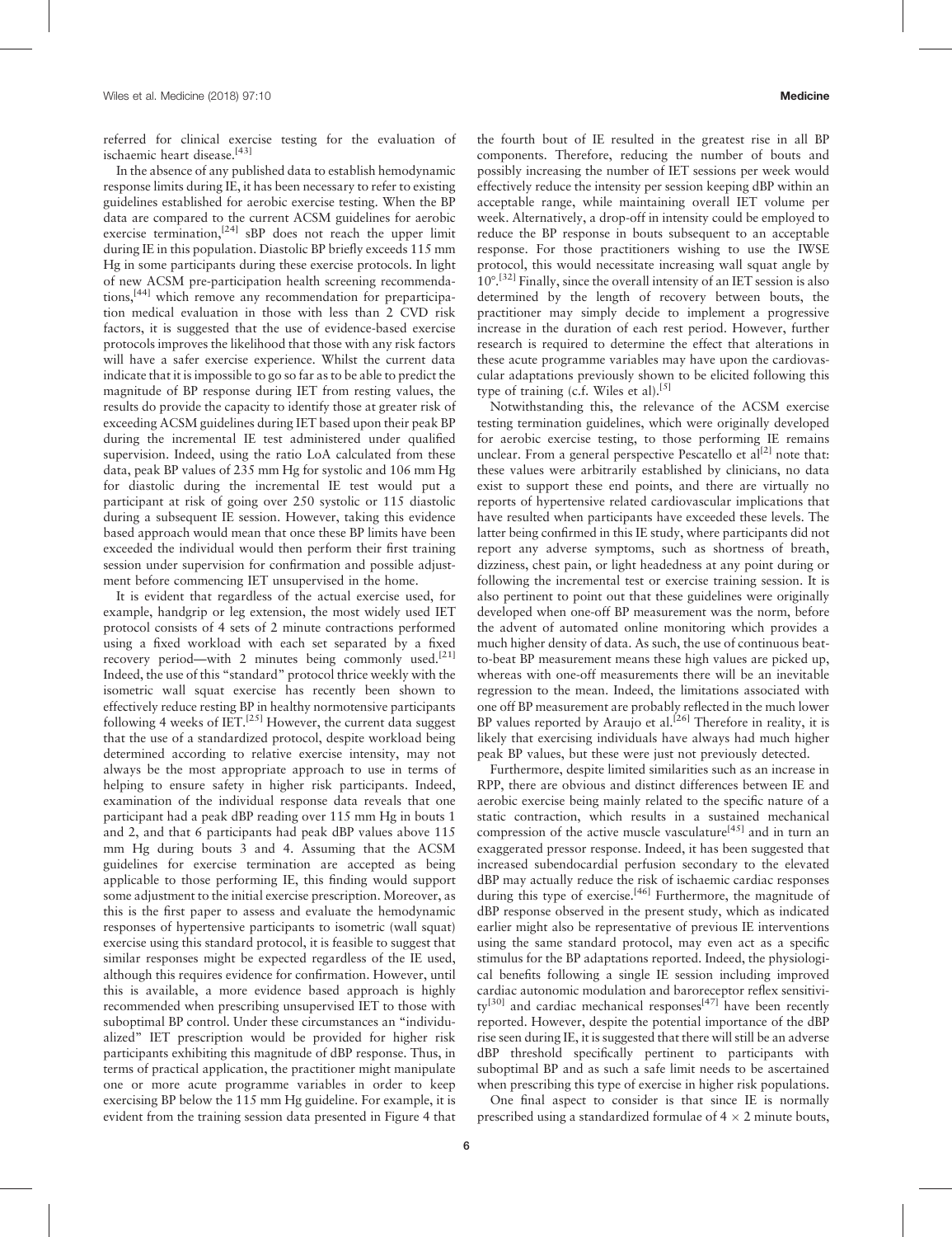referred for clinical exercise testing for the evaluation of ischaemic heart disease.[43]

In the absence of any published data to establish hemodynamic response limits during IE, it has been necessary to refer to existing guidelines established for aerobic exercise testing. When the BP data are compared to the current ACSM guidelines for aerobic exercise termination,[24] sBP does not reach the upper limit during IE in this population. Diastolic BP briefly exceeds 115 mm Hg in some participants during these exercise protocols. In light of new ACSM pre-participation health screening recommendations,[44] which remove any recommendation for preparticipation medical evaluation in those with less than 2 CVD risk factors, it is suggested that the use of evidence-based exercise protocols improves the likelihood that those with any risk factors will have a safer exercise experience. Whilst the current data indicate that it is impossible to go so far as to be able to predict the magnitude of BP response during IET from resting values, the results do provide the capacity to identify those at greater risk of exceeding ACSM guidelines during IET based upon their peak BP during the incremental IE test administered under qualified supervision. Indeed, using the ratio LoA calculated from these data, peak BP values of 235 mm Hg for systolic and 106 mm Hg for diastolic during the incremental IE test would put a participant at risk of going over 250 systolic or 115 diastolic during a subsequent IE session. However, taking this evidence based approach would mean that once these BP limits have been exceeded the individual would then perform their first training session under supervision for confirmation and possible adjustment before commencing IET unsupervised in the home.

It is evident that regardless of the actual exercise used, for example, handgrip or leg extension, the most widely used IET protocol consists of 4 sets of 2 minute contractions performed using a fixed workload with each set separated by a fixed recovery period—with 2 minutes being commonly used.[21] Indeed, the use of this "standard" protocol thrice weekly with the isometric wall squat exercise has recently been shown to effectively reduce resting BP in healthy normotensive participants following 4 weeks of IET.[25] However, the current data suggest that the use of a standardized protocol, despite workload being determined according to relative exercise intensity, may not always be the most appropriate approach to use in terms of helping to ensure safety in higher risk participants. Indeed, examination of the individual response data reveals that one participant had a peak dBP reading over 115 mm Hg in bouts 1 and 2, and that 6 participants had peak dBP values above 115 mm Hg during bouts 3 and 4. Assuming that the ACSM guidelines for exercise termination are accepted as being applicable to those performing IE, this finding would support some adjustment to the initial exercise prescription. Moreover, as this is the first paper to assess and evaluate the hemodynamic responses of hypertensive participants to isometric (wall squat) exercise using this standard protocol, it is feasible to suggest that similar responses might be expected regardless of the IE used, although this requires evidence for confirmation. However, until this is available, a more evidence based approach is highly recommended when prescribing unsupervised IET to those with suboptimal BP control. Under these circumstances an "individualized" IET prescription would be provided for higher risk participants exhibiting this magnitude of dBP response. Thus, in terms of practical application, the practitioner might manipulate one or more acute programme variables in order to keep exercising BP below the 115 mm Hg guideline. For example, it is evident from the training session data presented in Figure 4 that the fourth bout of IE resulted in the greatest rise in all BP components. Therefore, reducing the number of bouts and possibly increasing the number of IET sessions per week would effectively reduce the intensity per session keeping dBP within an acceptable range, while maintaining overall IET volume per week. Alternatively, a drop-off in intensity could be employed to reduce the BP response in bouts subsequent to an acceptable response. For those practitioners wishing to use the IWSE protocol, this would necessitate increasing wall squat angle by 10°.[32] Finally, since the overall intensity of an IET session is also determined by the length of recovery between bouts, the practitioner may simply decide to implement a progressive increase in the duration of each rest period. However, further research is required to determine the effect that alterations in these acute programme variables may have upon the cardiovascular adaptations previously shown to be elicited following this type of training (c.f. Wiles et al).[5]

Notwithstanding this, the relevance of the ACSM exercise testing termination guidelines, which were originally developed for aerobic exercise testing, to those performing IE remains unclear. From a general perspective Pescatello et al[2] note that: these values were arbitrarily established by clinicians, no data exist to support these end points, and there are virtually no reports of hypertensive related cardiovascular implications that have resulted when participants have exceeded these levels. The latter being confirmed in this IE study, where participants did not report any adverse symptoms, such as shortness of breath, dizziness, chest pain, or light headedness at any point during or following the incremental test or exercise training session. It is also pertinent to point out that these guidelines were originally developed when one-off BP measurement was the norm, before the advent of automated online monitoring which provides a much higher density of data. As such, the use of continuous beat-to-beat BP measurement means these high values are picked up, whereas with one-off measurements there will be an inevitable regression to the mean. Indeed, the limitations associated with one off BP measurement are probably reflected in the much lower BP values reported by Araujo et al.[26] Therefore in reality, it is likely that exercising individuals have always had much higher peak BP values, but these were just not previously detected.

Furthermore, despite limited similarities such as an increase in RPP, there are obvious and distinct differences between IE and aerobic exercise being mainly related to the specific nature of a static contraction, which results in a sustained mechanical compression of the active muscle vasculature[45] and in turn an exaggerated pressor response. Indeed, it has been suggested that increased subendocardial perfusion secondary to the elevated dBP may actually reduce the risk of ischaemic cardiac responses during this type of exercise.[46] Furthermore, the magnitude of dBP response observed in the present study, which as indicated earlier might also be representative of previous IE interventions using the same standard protocol, may even act as a specific stimulus for the BP adaptations reported. Indeed, the physiological benefits following a single IE session including improved cardiac autonomic modulation and baroreceptor reflex sensitivity[30] and cardiac mechanical responses[47] have been recently reported. However, despite the potential importance of the dBP rise seen during IE, it is suggested that there will still be an adverse dBP threshold specifically pertinent to participants with suboptimal BP and as such a safe limit needs to be ascertained when prescribing this type of exercise in higher risk populations.

One final aspect to consider is that since IE is normally prescribed using a standardized formulae of $4 \times 2$ minute bouts,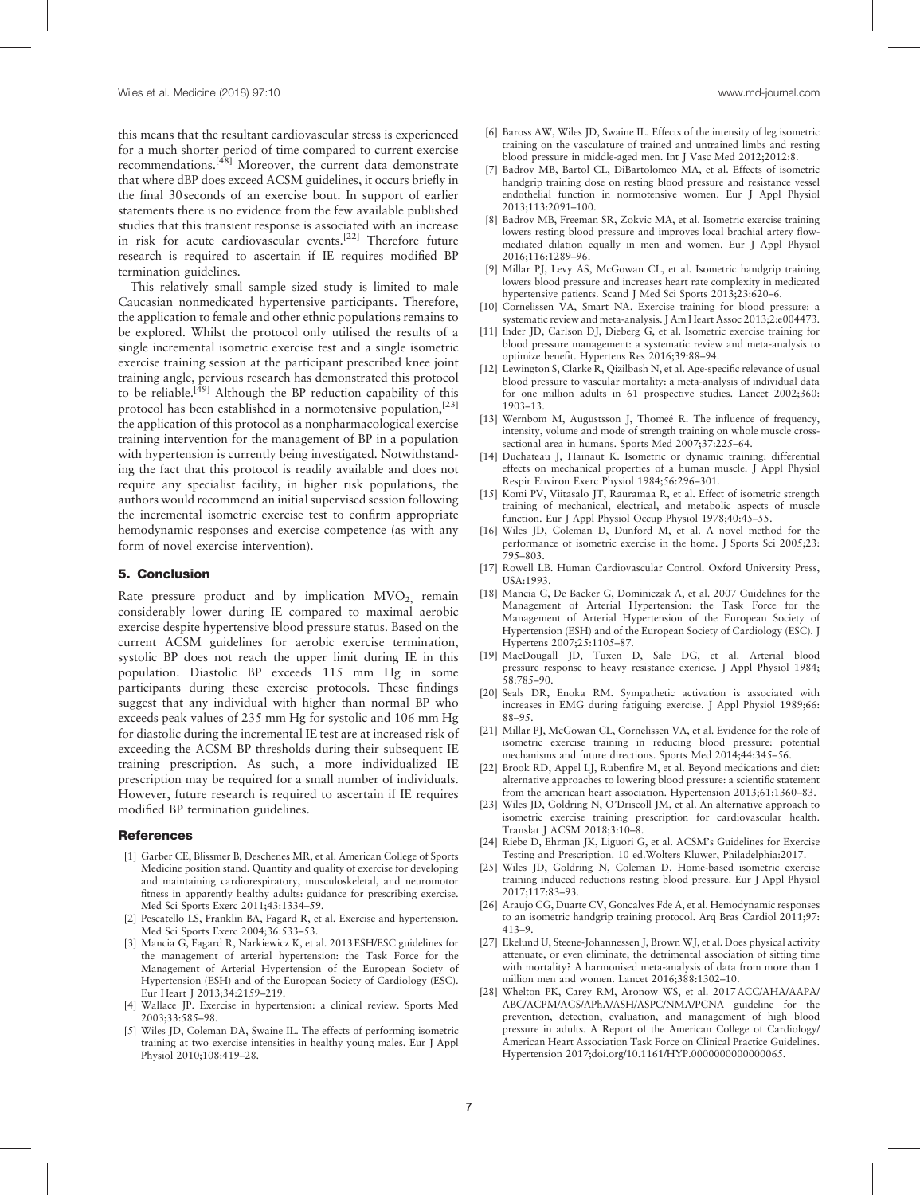this means that the resultant cardiovascular stress is experienced for a much shorter period of time compared to current exercise recommendations.[48] Moreover, the current data demonstrate that where dBP does exceed ACSM guidelines, it occurs briefly in the final 30 seconds of an exercise bout. In support of earlier statements there is no evidence from the few available published studies that this transient response is associated with an increase in risk for acute cardiovascular events.[22] Therefore future research is required to ascertain if IE requires modified BP termination guidelines.

This relatively small sample sized study is limited to male Caucasian nonmedicated hypertensive participants. Therefore, the application to female and other ethnic populations remains to be explored. Whilst the protocol only utilised the results of a single incremental isometric exercise test and a single isometric exercise training session at the participant prescribed knee joint training angle, pervious research has demonstrated this protocol to be reliable.[49] Although the BP reduction capability of this protocol has been established in a normotensive population,[23] the application of this protocol as a nonpharmacological exercise training intervention for the management of BP in a population with hypertension is currently being investigated. Notwithstanding the fact that this protocol is readily available and does not require any specialist facility, in higher risk populations, the authors would recommend an initial supervised session following the incremental isometric exercise test to confirm appropriate hemodynamic responses and exercise competence (as with any form of novel exercise intervention).

## 5. Conclusion

Rate pressure product and by implication $MVO_2$, remain considerably lower during IE compared to maximal aerobic exercise despite hypertensive blood pressure status. Based on the current ACSM guidelines for aerobic exercise termination, systolic BP does not reach the upper limit during IE in this population. Diastolic BP exceeds 115 mm Hg in some participants during these exercise protocols. These findings suggest that any individual with higher than normal BP who exceeds peak values of 235 mm Hg for systolic and 106 mm Hg for diastolic during the incremental IE test are at increased risk of exceeding the ACSM BP thresholds during their subsequent IE training prescription. As such, a more individualized IE prescription may be required for a small number of individuals. However, future research is required to ascertain if IE requires modified BP termination guidelines.

## References

[1] Garber CE, Blissmer B, Deschenes MR, et al. American College of Sports Medicine position stand. Quantity and quality of exercise for developing and maintaining cardiorespiratory, musculoskeletal, and neuromotor fitness in apparently healthy adults: guidance for prescribing exercise. Med Sci Sports Exerc 2011;43:1334–59.

[2] Pescatello LS, Franklin BA, Fagard R, et al. Exercise and hypertension. Med Sci Sports Exerc 2004;36:533–53.

[3] Mancia G, Fagard R, Narkiewicz K, et al. 2013 ESH/ESC guidelines for the management of arterial hypertension: the Task Force for the Management of Arterial Hypertension of the European Society of Hypertension (ESH) and of the European Society of Cardiology (ESC). Eur Heart J 2013;34:2159–219.

[4] Wallace JP. Exercise in hypertension: a clinical review. Sports Med 2003;33:585–98.

[5] Wiles JD, Coleman DA, Swaine IL. The effects of performing isometric training at two exercise intensities in healthy young males. Eur J Appl Physiol 2010;108:419–28.

[6] Baross AW, Wiles JD, Swaine IL. Effects of the intensity of leg isometric training on the vasculature of trained and untrained limbs and resting blood pressure in middle-aged men. Int J Vasc Med 2012;2012:8.

[7] Badrov MB, Bartol CL, DiBartolomeo MA, et al. Effects of isometric handgrip training dose on resting blood pressure and resistance vessel endothelial function in normotensive women. Eur J Appl Physiol 2013;113:2091–100.

[8] Badrov MB, Freeman SR, Zokvic MA, et al. Isometric exercise training lowers resting blood pressure and improves local brachial artery flow-mediated dilation equally in men and women. Eur J Appl Physiol 2016;116:1289–96.

[9] Millar PJ, Levy AS, McGowan CL, et al. Isometric handgrip training lowers blood pressure and increases heart rate complexity in medicated hypertensive patients. Scand J Med Sci Sports 2013;23:620–6.

[10] Cornelissen VA, Smart NA. Exercise training for blood pressure: a systematic review and meta-analysis. J Am Heart Assoc 2013;2:e004473.

[11] Inder JD, Carlson DJ, Dieberg G, et al. Isometric exercise training for blood pressure management: a systematic review and meta-analysis to optimize benefit. Hypertens Res 2016;39:88–94.

[12] Lewington S, Clarke R, Qizilbash N, et al. Age-specific relevance of usual blood pressure to vascular mortality: a meta-analysis of individual data for one million adults in 61 prospective studies. Lancet 2002;360: 1903–13.

[13] Wernbom M, Augustsson J, Thomeé R. The influence of frequency, intensity, volume and mode of strength training on whole muscle cross-sectional area in humans. Sports Med 2007;37:225–64.

[14] Duchateau J, Hainaut K. Isometric or dynamic training: differential effects on mechanical properties of a human muscle. J Appl Physiol Respir Environ Exerc Physiol 1984;56:296–301.

[15] Komi PV, Viitasalo JT, Rauramaa R, et al. Effect of isometric strength training of mechanical, electrical, and metabolic aspects of muscle function. Eur J Appl Physiol Occup Physiol 1978;40:45–55.

[16] Wiles JD, Coleman D, Dunford M, et al. A novel method for the performance of isometric exercise in the home. J Sports Sci 2005;23: 795–803.

[17] Rowell LB. Human Cardiovascular Control. Oxford University Press, USA:1993.

[18] Mancia G, De Backer G, Dominiczak A, et al. 2007 Guidelines for the Management of Arterial Hypertension: The Task Force for the Management of Arterial Hypertension of the European Society of Hypertension (ESH) and of the European Society of Cardiology (ESC). J Hypertens 2007;25:1105–87.

[19] MacDougall JD, Tuxen D, Sale DG, et al. Arterial blood pressure response to heavy resistance exericse. J Appl Physiol 1984; 58:785–90.

[20] Seals DR, Enoka RM. Sympathetic activation is associated with increases in EMG during fatiguing exercise. J Appl Physiol 1989;66: 88–95.

[21] Millar PJ, McGowan CL, Cornelissen VA, et al. Evidence for the role of isometric exercise training in reducing blood pressure: potential mechanisms and future directions. Sports Med 2014;44:345–56.

[22] Brook RD, Appel LJ, Rubenfire M, et al. Beyond medications and diet: alternative approaches to lowering blood pressure: a scientific statement from the american heart association. Hypertension 2013;61:1360–83.

[23] Wiles JD, Goldring N, O'Driscoll JM, et al. An alternative approach to isometric exercise training prescription for cardiovascular health. Translat J ACSM 2018;3:10–8.

[24] Riebe D, Ehrman JK, Liguori G, et al. ACSM's Guidelines for Exercise Testing and Prescription. 10 ed.Wolters Kluwer, Philadelphia:2017.

[25] Wiles JD, Goldring N, Coleman D. Home-based isometric exercise training induced reductions resting blood pressure. Eur J Appl Physiol 2017;117:83–93.

[26] Araujo CG, Duarte CV, Goncalves Fde A, et al. Hemodynamic responses to an isometric handgrip training protocol. Arq Bras Cardiol 2011;97: 413–9.

[27] Ekelund U, Steene-Johannessen J, Brown WJ, et al. Does physical activity attenuate, or even eliminate, the detrimental association of sitting time with mortality? A harmonised meta-analysis of data from more than 1 million men and women. Lancet 2016;388:1302–10.

[28] Whelton PK, Carey RM, Aronow WS, et al. 2017 ACC/AHA/AAPA/ABC/ACPM/AGS/APhA/ASH/ASPC/NMA/PCNA guideline for the prevention, detection, evaluation, and management of high blood pressure in adults. A Report of the American College of Cardiology/American Heart Association Task Force on Clinical Practice Guidelines. Hypertension 2017;doi.org/10.1161/HYP.0000000000000065.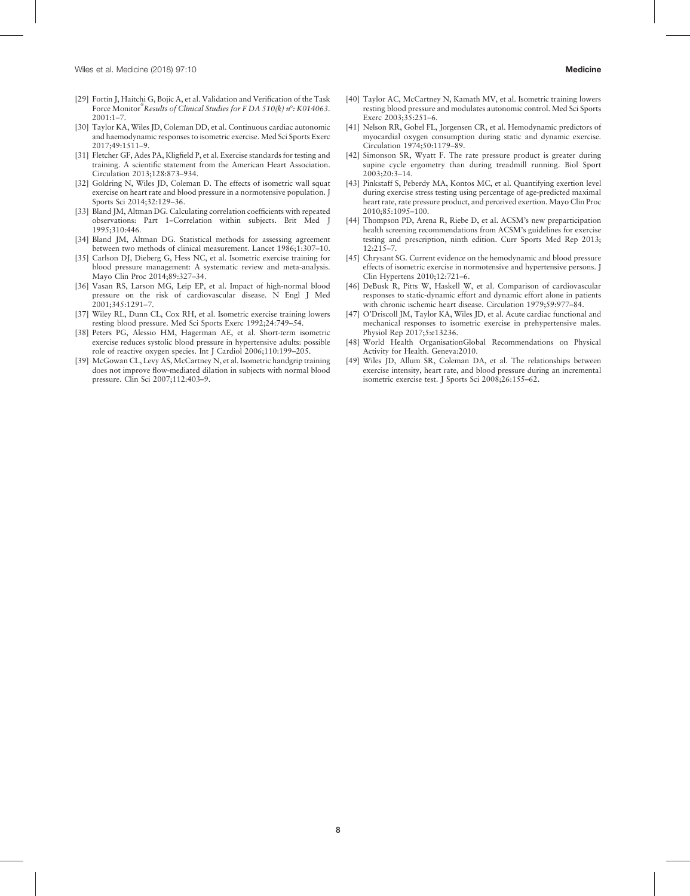[29] Fortin J, Haitchi G, Bojic A, et al. Validation and Verification of the Task Force Monitor® *Results of Clinical Studies for F DA 510(k) n°: K014063*. 2001:1–7.

[30] Taylor KA, Wiles JD, Coleman DD, et al. Continuous cardiac autonomic and haemodynamic responses to isometric exercise. Med Sci Sports Exerc 2017;49:1511–9.

[31] Fletcher GF, Ades PA, Kligfield P, et al. Exercise standards for testing and training. A scientific statement from the American Heart Association. Circulation 2013;128:873–934.

[32] Goldring N, Wiles JD, Coleman D. The effects of isometric wall squat exercise on heart rate and blood pressure in a normotensive population. J Sports Sci 2014;32:129–36.

[33] Bland JM, Altman DG. Calculating correlation coefficients with repeated observations: Part 1–Correlation within subjects. Brit Med J 1995;310:446.

[34] Bland JM, Altman DG. Statistical methods for assessing agreement between two methods of clinical measurement. Lancet 1986;1:307–10.

[35] Carlson DJ, Dieberg G, Hess NC, et al. Isometric exercise training for blood pressure management: A systematic review and meta-analysis. Mayo Clin Proc 2014;89:327–34.

[36] Vasan RS, Larson MG, Leip EP, et al. Impact of high-normal blood pressure on the risk of cardiovascular disease. N Engl J Med 2001;345:1291–7.

[37] Wiley RL, Dunn CL, Cox RH, et al. Isometric exercise training lowers resting blood pressure. Med Sci Sports Exerc 1992;24:749–54.

[38] Peters PG, Alessio HM, Hagerman AE, et al. Short-term isometric exercise reduces systolic blood pressure in hypertensive adults: possible role of reactive oxygen species. Int J Cardiol 2006;110:199–205.

[39] McGowan CL, Levy AS, McCartney N, et al. Isometric handgrip training does not improve flow-mediated dilation in subjects with normal blood pressure. Clin Sci 2007;112:403–9.

[40] Taylor AC, McCartney N, Kamath MV, et al. Isometric training lowers resting blood pressure and modulates autonomic control. Med Sci Sports Exerc 2003;35:251–6.

[41] Nelson RR, Gobel FL, Jorgensen CR, et al. Hemodynamic predictors of myocardial oxygen consumption during static and dynamic exercise. Circulation 1974;50:1179–89.

[42] Simonson SR, Wyatt F. The rate pressure product is greater during supine cycle ergometry than during treadmill running. Biol Sport 2003;20:3–14.

[43] Pinkstaff S, Peberdy MA, Kontos MC, et al. Quantifying exertion level during exercise stress testing using percentage of age-predicted maximal heart rate, rate pressure product, and perceived exertion. Mayo Clin Proc 2010;85:1095–100.

[44] Thompson PD, Arena R, Riebe D, et al. ACSM's new preparticipation health screening recommendations from ACSM's guidelines for exercise testing and prescription, ninth edition. Curr Sports Med Rep 2013; 12:215–7.

[45] Chrysant SG. Current evidence on the hemodynamic and blood pressure effects of isometric exercise in normotensive and hypertensive persons. J Clin Hypertens 2010;12:721–6.

[46] DeBusk R, Pitts W, Haskell W, et al. Comparison of cardiovascular responses to static-dynamic effort and dynamic effort alone in patients with chronic ischemic heart disease. Circulation 1979;59:977–84.

[47] O'Driscoll JM, Taylor KA, Wiles JD, et al. Acute cardiac functional and mechanical responses to isometric exercise in prehypertensive males. Physiol Rep 2017;5:e13236.

[48] World Health OrganisationGlobal Recommendations on Physical Activity for Health. Geneva:2010.

[49] Wiles JD, Allum SR, Coleman DA, et al. The relationships between exercise intensity, heart rate, and blood pressure during an incremental isometric exercise test. J Sports Sci 2008;26:155–62.